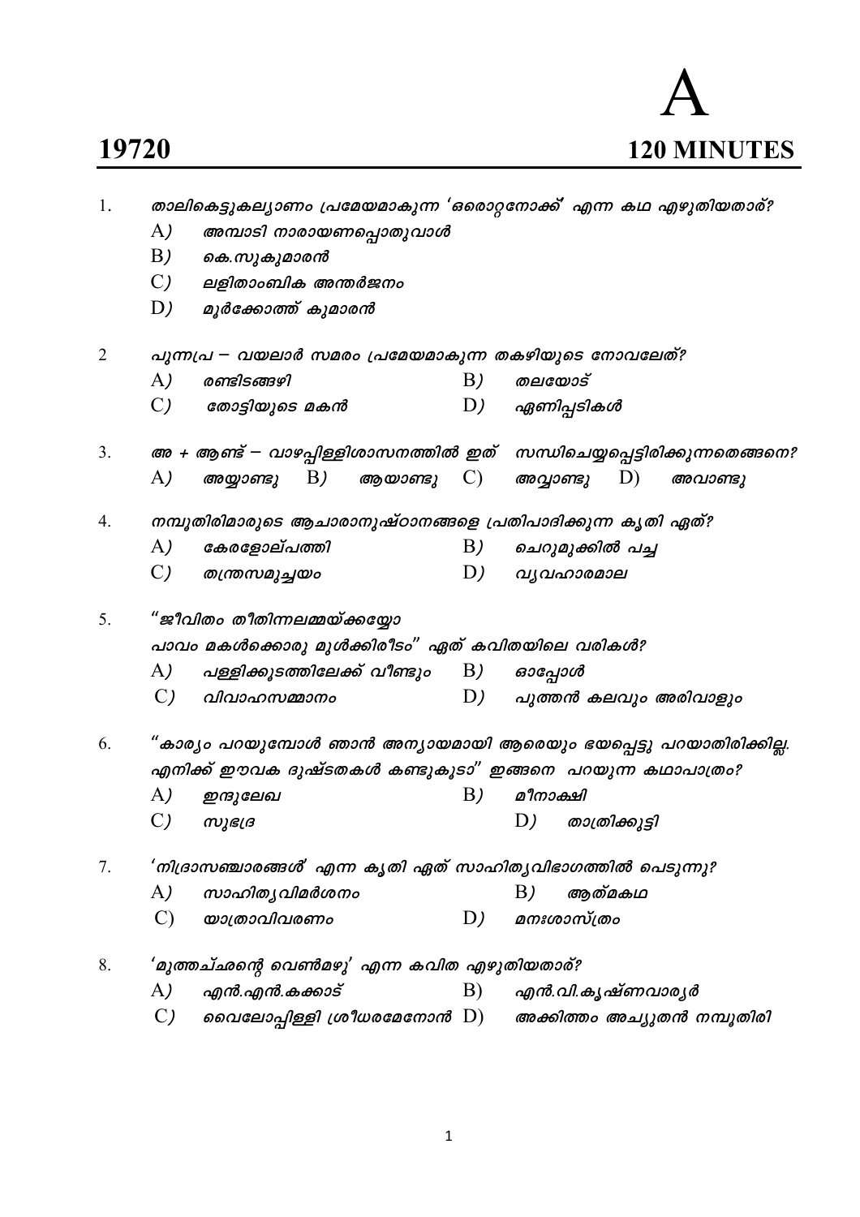# A

**19720** **120 MINUTES**

1. താലിക്കെട്ടുകല്യാണം പ്രമേയമാകുന്ന 'ഒരൊറ്റനോക്ക്' എന്ന കഥ എഴുതിയതാര്?
   - A) അമ്പാടി നാരായണപ്പൊതുവാൾ
   - B) കെ.സുകുമാരൻ
   - C) ലളിതാംബിക അന്തർജനം
   - D) മൂർക്കോത്ത് കുമാരൻ

2. പുന്നപ്ര – വയലാർ സമരം പ്രമേയമാകുന്ന തകഴിയുടെ നോവലേത്?
   - A) രണ്ടിടങ്ങഴി
   - B) തലയോട്
   - C) തോട്ടിയുടെ മകൻ
   - D) ഏണിപ്പടികൾ

3. അ + ആണ്ട് – വാഴപ്പിള്ളിശാസനത്തിൽ ഇത് സന്ധിചെയ്യപ്പെട്ടിരിക്കുന്നതെങ്ങനെ?
   - A) അയ്യാണ്ടു
   - B) ആയാണ്ടു
   - C) അവ്വാണ്ടു
   - D) അവാണ്ടു

4. നമ്പൂതിരിമാരുടെ ആചാരാനുഷ്ഠാനങ്ങളെ പ്രതിപാദിക്കുന്ന കൃതി ഏത്?
   - A) കേരളോല്പത്തി
   - B) ചെറുമുക്കിൽ പച്ച
   - C) തന്ത്രസമുച്ചയം
   - D) വ്യവഹാരമാല

5. "ജീവിതം തീതിന്നലമ്മയ്ക്കയ്യോ
   പാവം മകൾക്കൊരു മുൾക്കിരീടം" ഏത് കവിതയിലെ വരികൾ?
   - A) പള്ളിക്കൂടത്തിലേക്ക് വീണ്ടും
   - B) ഓപ്പോൾ
   - C) വിവാഹസമ്മാനം
   - D) പുത്തൻ കലവും അരിവാളും

6. "കാര്യം പറയുമ്പോൾ ഞാൻ അന്യായമായി ആരെയും ഭയപ്പെട്ടു പറയാതിരിക്കില്ല. എനിക്ക് ഈവക ദുഷ്ടതകൾ കണ്ടുകൂടാ" ഇങ്ങനെ പറയുന്ന കഥാപാത്രം?
   - A) ഇന്ദുലേഖ
   - B) മീനാക്ഷി
   - C) സുഭദ്ര
   - D) താത്രിക്കുട്ടി

7. 'നിദ്രാസഞ്ചാരങ്ങൾ' എന്ന കൃതി ഏത് സാഹിത്യവിഭാഗത്തിൽ പെടുന്നു?
   - A) സാഹിത്യവിമർശനം
   - B) ആത്മകഥ
   - C) യാത്രാവിവരണം
   - D) മനഃശാസ്ത്രം

8. 'മുത്തച്ഛന്റെ വെൺമഴു' എന്ന കവിത എഴുതിയതാര്?
   - A) എൻ.എൻ.കക്കാട്
   - B) എൻ.വി.കൃഷ്ണവാര്യർ
   - C) വൈലോപ്പിള്ളി ശ്രീധരമേനോൻ
   - D) അക്കിത്തം അച്യുതൻ നമ്പൂതിരി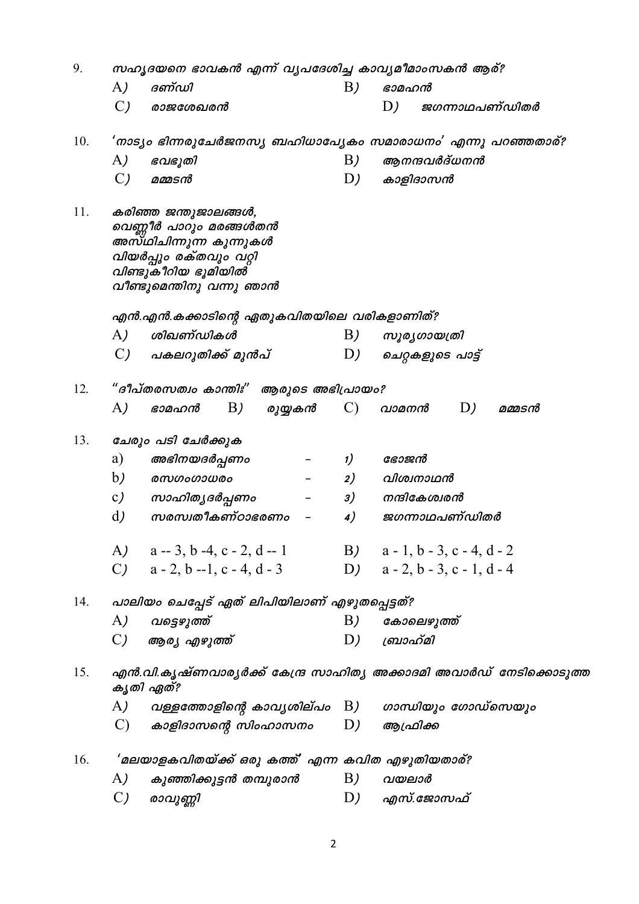9. *സഹൃദയനെ ഭാവകൻ എന്ന് വ്യപദേശിച്ച കാവ്യമീമാംസകൻ ആര്?*

   A) *ദണ്ഡി*
   B) *ഭാമഹൻ*
   C) *രാജശേഖരൻ*
   D) *ജഗന്നാഥപണ്ഡിതർ*

10. *'നാട്യം ഭിന്നരുചേർജനസ്യ ബഹിധാപ്യേകം സമാരാധനം' എന്നു പറഞ്ഞതാര്?*

    A) *ഭവഭൂതി*
    B) *ആനന്ദവർദ്ധനൻ*
    C) *മമ്മടൻ*
    D) *കാളിദാസൻ*

11. *കരിഞ്ഞ ജന്തുജാലങ്ങൾ,*
    *വെണ്ണീർ പാറും മരങ്ങൾതൻ*
    *അസ്ഥിചിന്നുന്ന കുന്നുകൾ*
    *വിയർപ്പും രക്തവും വറ്റി*
    *വിണ്ടുകീറിയ ഭൂമിയിൽ*
    *വീണ്ടുമെന്തിനു വന്നു ഞാൻ*

    *എൻ.എൻ.കക്കാടിന്റെ ഏതുകവിതയിലെ വരികളാണിത്?*

    A) *ശിഖണ്ഡികൾ*
    B) *സൂര്യഗായത്രി*
    C) *പകലറുതിക്ക് മുൻപ്*
    D) *ചെറ്റകളുടെ പാട്ട്*

12. *"ദീപ്തരസത്വം കാന്തിഃ" ആരുടെ അഭിപ്രായം?*

    A) *ഭാമഹൻ* B) *രുയ്യകൻ* C) *വാമനൻ* D) *മമ്മടൻ*

13. *ചേരും പടി ചേർക്കുക*

    a) *അഭിനയദർപ്പണം* - 1) *ഭോജൻ*
    b) *രസഗംഗാധരം* - 2) *വിശ്വനാഥൻ*
    c) *സാഹിത്യദർപ്പണം* - 3) *നന്ദികേശ്വരൻ*
    d) *സരസ്വതീകണ്ഠാഭരണം* - 4) *ജഗന്നാഥപണ്ഡിതർ*

    A) a -- 3, b -4, c - 2, d -- 1
    B) a - 1, b - 3, c - 4, d - 2
    C) a - 2, b --1, c - 4, d - 3
    D) a - 2, b - 3, c - 1, d - 4

14. *പാലിയം ചെപ്പേട് ഏത് ലിപിയിലാണ് എഴുതപ്പെട്ടത്?*

    A) *വട്ടെഴുത്ത്*
    B) *കോലെഴുത്ത്*
    C) *ആര്യ എഴുത്ത്*
    D) *ബ്രാഹ്മി*

15. *എൻ.വി.കൃഷ്ണവാര്യർക്ക് കേന്ദ്ര സാഹിത്യ അക്കാദമി അവാർഡ് നേടിക്കൊടുത്ത കൃതി ഏത്?*

    A) *വള്ളത്തോളിന്റെ കാവ്യശില്പം*
    B) *ഗാന്ധിയും ഗോഡ്സെയും*
    C) *കാളിദാസന്റെ സിംഹാസനം*
    D) *ആഫ്രിക്ക*

16. *'മലയാളകവിതയ്ക്ക് ഒരു കത്ത്' എന്ന കവിത എഴുതിയതാര്?*

    A) *കുഞ്ഞിക്കുട്ടൻ തമ്പുരാൻ*
    B) *വയലാർ*
    C) *രാവുണ്ണി*
    D) *എസ്.ജോസഫ്*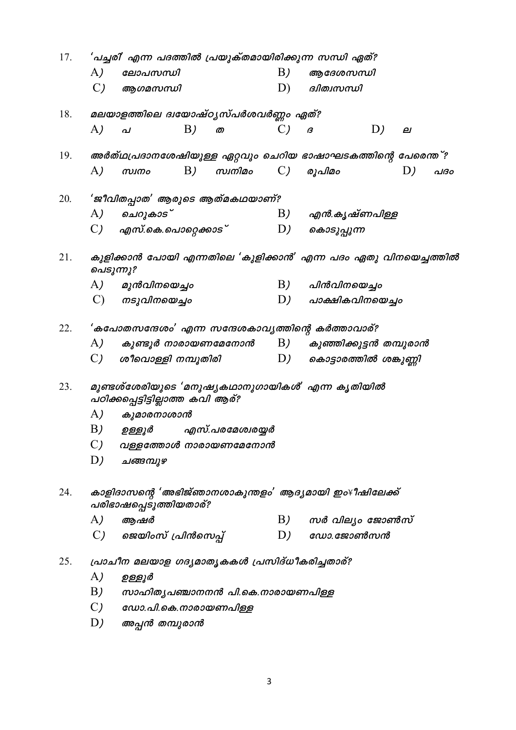17. 'പച്ചരി' എന്ന പദത്തിൽ പ്രയുക്തമായിരിക്കുന്ന സന്ധി ഏത്?

A) ലോപസന്ധി  B) ആദേശസന്ധി
C) ആഗമസന്ധി  D) ദിത്വസന്ധി

18. മലയാളത്തിലെ ദ്വയോഷ്ഠ്യസ്പർശവർണ്ണം ഏത്?

A) പ  B) ത  C) ദ  D) ല

19. അർത്ഥപ്രദാനശേഷിയുള്ള ഏറ്റവും ചെറിയ ഭാഷാഘടകത്തിന്റെ പേരെന്ത്?

A) സ്വനം  B) സ്വനിമം  C) രൂപിമം  D) പദം

20. 'ജീവിതപ്പാത' ആരുടെ ആത്മകഥയാണ്?

A) ചെറുകാട്  B) എൻ.കൃഷ്ണപിള്ള
C) എസ്.കെ.പൊറ്റെക്കാട്  D) കൊടുപ്പുന്ന

21. കുളിക്കാൻ പോയി എന്നതിലെ 'കുളിക്കാൻ' എന്ന പദം ഏതു വിനയെച്ചത്തിൽ പെടുന്നു?

A) മുൻവിനയെച്ചം  B) പിൻവിനയെച്ചം
C) നടുവിനയെച്ചം  D) പാക്ഷികവിനയെച്ചം

22. 'കപോതസന്ദേശം' എന്ന സന്ദേശകാവ്യത്തിന്റെ കർത്താവാര്?

A) കുണ്ടൂർ നാരായണമേനോൻ  B) കുഞ്ഞിക്കുട്ടൻ തമ്പുരാൻ
C) ശീവൊള്ളി നമ്പൂതിരി  D) കൊട്ടാരത്തിൽ ശങ്കുണ്ണി

23. മുണ്ടശ്ശേരിയുടെ 'മനുഷ്യകഥാനുഗായികൾ' എന്ന കൃതിയിൽ പഠിക്കപ്പെട്ടിട്ടില്ലാത്ത കവി ആര്?

A) കുമാരനാശാൻ
B) ഉള്ളൂർ എസ്.പരമേശ്വരയ്യർ
C) വള്ളത്തോൾ നാരായണമേനോൻ
D) ചങ്ങമ്പുഴ

24. കാളിദാസന്റെ 'അഭിജ്ഞാനശാകുന്തളം' ആദ്യമായി ഇം¥ീഷിലേക്ക് പരിഭാഷപ്പെടുത്തിയതാര്?

A) ആഷർ  B) സർ വില്യം ജോൺസ്
C) ജെയിംസ് പ്രിൻസെപ്പ്  D) ഡോ.ജോൺസൻ

25. പ്രാചീന മലയാള ഗദ്യമാതൃകകൾ പ്രസിദ്ധീകരിച്ചതാര്?

A) ഉള്ളൂർ
B) സാഹിത്യപഞ്ചാനനൻ പി.കെ.നാരായണപിള്ള
C) ഡോ.പി.കെ.നാരായണപിള്ള
D) അപ്പൻ തമ്പുരാൻ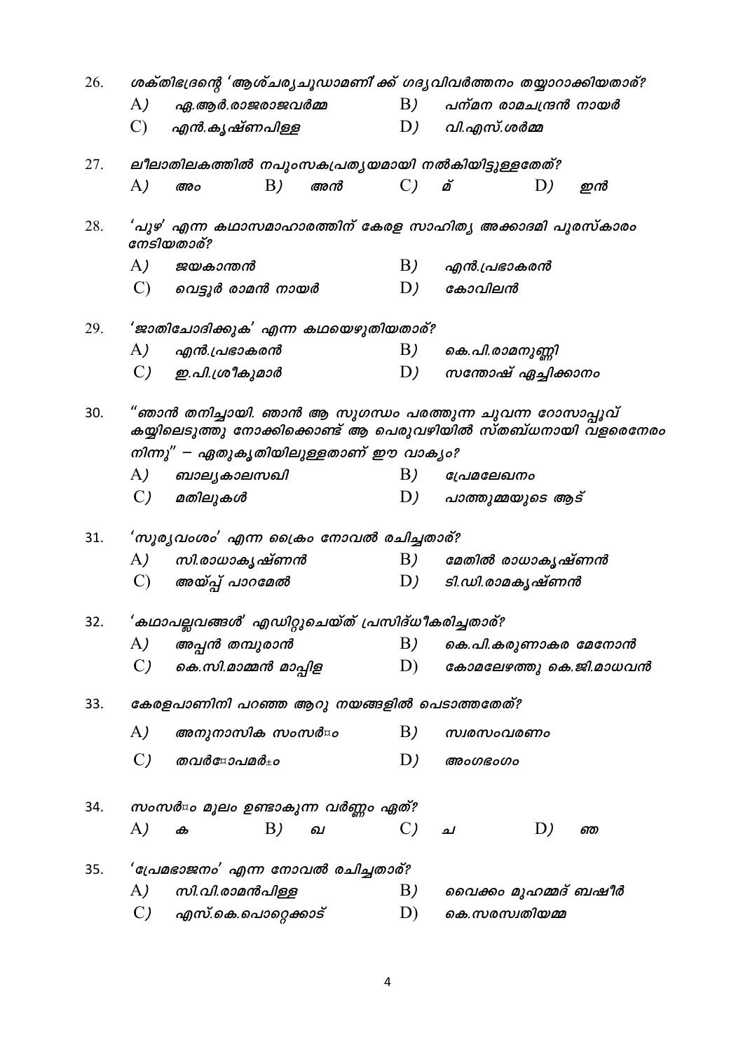26. ശക്തിഭദ്രന്റെ 'ആശ്ചര്യചൂഡാമണി'ക്ക് ഗദ്യവിവർത്തനം തയ്യാറാക്കിയതാര്?

A) ഏ.ആർ.രാജരാജവർമ്മ
B) പന്മന രാമചന്ദ്രൻ നായർ
C) എൻ.കൃഷ്ണപിള്ള
D) വി.എസ്.ശർമ്മ

27. ലീലാതിലകത്തിൽ നപുംസകപ്രത്യയമായി നൽകിയിട്ടുള്ളതേത്?

A) അം
B) അൻ
C) മ്
D) ഇൻ

28. 'പുഴ' എന്ന കഥാസമാഹാരത്തിന് കേരള സാഹിത്യ അക്കാദമി പുരസ്കാരം നേടിയതാര്?

A) ജയകാന്തൻ
B) എൻ.പ്രഭാകരൻ
C) വെട്ടൂർ രാമൻ നായർ
D) കോവിലൻ

29. 'ജാതിചോദിക്കുക' എന്ന കഥയെഴുതിയതാര്?

A) എൻ.പ്രഭാകരൻ
B) കെ.പി.രാമനുണ്ണി
C) ഇ.പി.ശ്രീകുമാർ
D) സന്തോഷ് ഏച്ചിക്കാനം

30. "ഞാൻ തനിച്ചായി. ഞാൻ ആ സുഗന്ധം പരത്തുന്ന ചുവന്ന റോസാപ്പൂവ് കയ്യിലെടുത്തു നോക്കിക്കൊണ്ട് ആ പെരുവഴിയിൽ സ്തബ്ധനായി വളരെനേരം നിന്നു" – ഏതുകൃതിയിലുള്ളതാണ് ഈ വാക്യം?

A) ബാല്യകാലസഖി
B) പ്രേമലേഖനം
C) മതിലുകൾ
D) പാത്തുമ്മയുടെ ആട്

31. 'സൂര്യവംശം' എന്ന ക്രൈം നോവൽ രചിച്ചതാര്?

A) സി.രാധാകൃഷ്ണൻ
B) മേതിൽ രാധാകൃഷ്ണൻ
C) അയ്പ്പ് പാറമേൽ
D) ടി.ഡി.രാമകൃഷ്ണൻ

32. 'കഥാപല്ലവങ്ങൾ' എഡിറ്റുചെയ്ത് പ്രസിദ്ധീകരിച്ചതാര്?

A) അപ്പൻ തമ്പുരാൻ
B) കെ.പി.കരുണാകര മേനോൻ
C) കെ.സി.മാമ്മൻ മാപ്പിള
D) കോമലേഴത്തു കെ.ജി.മാധവൻ

33. കേരളപാണിനി പറഞ്ഞ ആറു നയങ്ങളിൽ പെടാത്തതേത്?

A) അനുനാസിക സംസർ¤ം
B) സ്വരസംവരണം
C) തവർ¤ോപമർ±ം
D) അംഗഭംഗം

34. സംസർ¤ം മൂലം ഉണ്ടാകുന്ന വർണ്ണം ഏത്?

A) ക
B) ഖ
C) ച
D) ഞ

35. 'പ്രേമഭാജനം' എന്ന നോവൽ രചിച്ചതാര്?

A) സി.വി.രാമൻപിള്ള
B) വൈക്കം മുഹമ്മദ് ബഷീർ
C) എസ്.കെ.പൊറ്റെക്കാട്
D) കെ.സരസ്വതിയമ്മ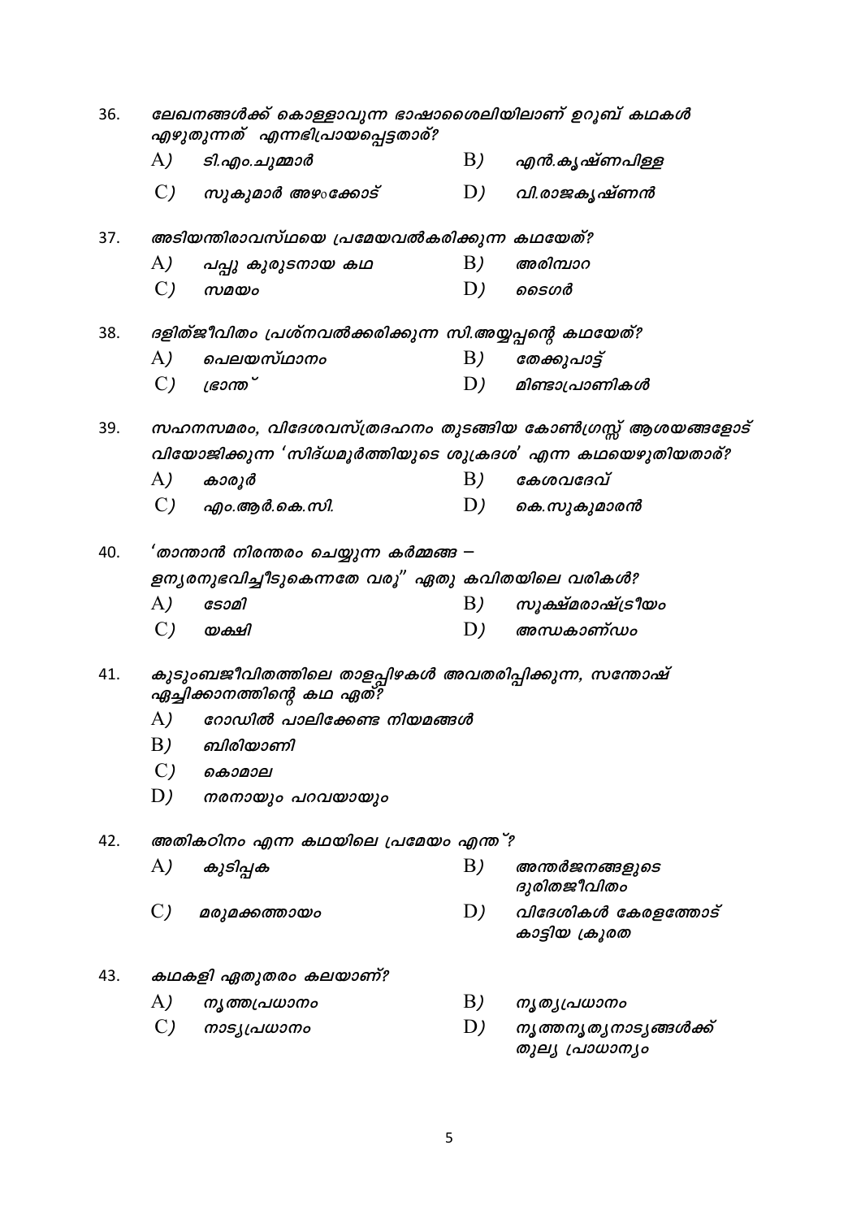36. ലേഖനങ്ങൾക്ക് കൊള്ളാവുന്ന ഭാഷാശൈലിയിലാണ് ഉറൂബ് കഥകൾ എഴുതുന്നത് എന്നഭിപ്രായപ്പെട്ടതാര്?

A) ടി.എം.ചുമ്മാർ  
B) എൻ.കൃഷ്ണപിള്ള  
C) സുകുമാർ അഴീക്കോട്  
D) വി.രാജകൃഷ്ണൻ

37. അടിയന്തിരാവസ്ഥയെ പ്രമേയവൽകരിക്കുന്ന കഥയേത്?

A) പപ്പു കുരുടനായ കഥ  
B) അരിമ്പാറ  
C) സമയം  
D) ടൈഗർ

38. ദളിത്ജീവിതം പ്രശ്നവൽക്കരിക്കുന്ന സി.അയ്യപ്പന്റെ കഥയേത്?

A) പെലയസ്ഥാനം  
B) തേക്കുപാട്ട്  
C) ഭ്രാന്ത്  
D) മിണ്ടാപ്രാണികൾ

39. സഹനസമരം, വിദേശവസ്ത്രദഹനം തുടങ്ങിയ കോൺഗ്രസ്സ് ആശയങ്ങളോട് വിയോജിക്കുന്ന 'സിദ്ധമൂർത്തിയുടെ ശുക്രദശ' എന്ന കഥയെഴുതിയതാര്?

A) കാരൂർ  
B) കേശവദേവ്  
C) എം.ആർ.കെ.സി.  
D) കെ.സുകുമാരൻ

40. 'താന്താൻ നിരന്തരം ചെയ്യുന്ന കർമ്മങ്ങ –  
ളന്യരനുഭവിച്ചീടുകെന്നതേ വരൂ" ഏതു കവിതയിലെ വരികൾ?

A) ടോമി  
B) സൂക്ഷ്മരാഷ്ട്രീയം  
C) യക്ഷി  
D) അന്ധകാണ്ഡം

41. കുടുംബജീവിതത്തിലെ താളപ്പിഴകൾ അവതരിപ്പിക്കുന്ന, സന്തോഷ് ഏച്ചിക്കാനത്തിന്റെ കഥ ഏത്?

A) റോഡിൽ പാലിക്കേണ്ട നിയമങ്ങൾ  
B) ബിരിയാണി  
C) കൊമാല  
D) നരനായും പറവയായും

42. അതികഠിനം എന്ന കഥയിലെ പ്രമേയം എന്ത്?

A) കുടിപ്പക  
B) അന്തർജനങ്ങളുടെ ദുരിതജീവിതം  
C) മരുമക്കത്തായം  
D) വിദേശികൾ കേരളത്തോട് കാട്ടിയ ക്രൂരത

43. കഥകളി ഏതുതരം കലയാണ്?

A) നൃത്തപ്രധാനം  
B) നൃത്യപ്രധാനം  
C) നാട്യപ്രധാനം  
D) നൃത്തനൃത്യനാട്യങ്ങൾക്ക് തുല്യ പ്രാധാന്യം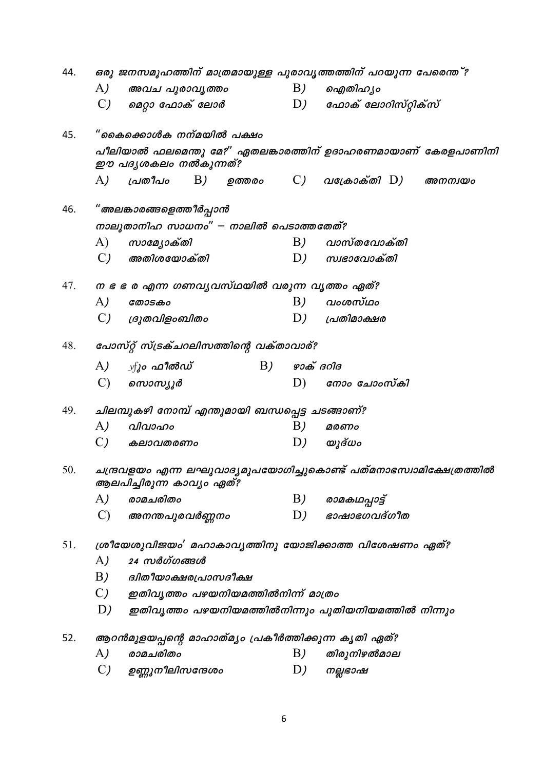44. ഒരു ജനസമൂഹത്തിന് മാത്രമായുള്ള പുരാവൃത്തത്തിന് പറയുന്ന പേരെന്ത്?

A) അവച പുരാവൃത്തം
B) ഐതിഹ്യം
C) മെറ്റാ ഫോക് ലോർ
D) ഫോക് ലോറിസ്റ്റിക്സ്

45. "കൈക്കൊൾക നന്മയിൽ പക്ഷം
പീലിയാൽ ഫലമെന്തു മേ?" ഏതലങ്കാരത്തിന് ഉദാഹരണമായാണ് കേരളപാണിനി ഈ പദ്യശകലം നൽകുന്നത്?

A) പ്രതീപം
B) ഉത്തരം
C) വക്രോക്തി
D) അനന്വയം

46. "അലങ്കാരങ്ങളെത്തീർപ്പാൻ
നാലുതാനിഹ സാധനം" – നാലിൽ പെടാത്തതേത്?

A) സാമ്യോക്തി
B) വാസ്തവോക്തി
C) അതിശയോക്തി
D) സ്വഭാവോക്തി

47. ന ഭ ഭ ര എന്ന ഗണവ്യവസ്ഥയിൽ വരുന്ന വൃത്തം ഏത്?

A) തോടകം
B) വംശസ്ഥം
C) ദ്രുതവിളംബിതം
D) പ്രതിമാക്ഷര

48. പോസ്റ്റ് സ്ട്രക്ചറലിസത്തിന്റെ വക്താവാര്?

A) ẏfλo ഫീൽഡ്
B) ഴാക് ദറിദ
C) സൊസ്യൂർ
D) നോം ചോംസ്കി

49. ചിലമ്പുകഴി നോമ്പ് എന്തുമായി ബന്ധപ്പെട്ട ചടങ്ങാണ്?

A) വിവാഹം
B) മരണം
C) കലാവതരണം
D) യുദ്ധം

50. ചന്ദ്രവളയം എന്ന ലഘുവാദ്യമുപയോഗിച്ചുകൊണ്ട് പത്മനാഭസ്വാമിക്ഷേത്രത്തിൽ ആലപിച്ചിരുന്ന കാവ്യം ഏത്?

A) രാമചരിതം
B) രാമകഥപ്പാട്ട്
C) അനന്തപുരവർണ്ണനം
D) ഭാഷാഭഗവദ്ഗീത

51. ശ്രീയേശുവിജയം' മഹാകാവ്യത്തിനു യോജിക്കാത്ത വിശേഷണം ഏത്?

A) 24 സർഗ്ഗങ്ങൾ
B) ദ്വിതീയാക്ഷരപ്രാസദീക്ഷ
C) ഇതിവൃത്തം പഴയനിയമത്തിൽനിന്ന് മാത്രം
D) ഇതിവൃത്തം പഴയനിയമത്തിൽനിന്നും പുതിയനിയമത്തിൽ നിന്നും

52. ആറൻമുളയപ്പന്റെ മാഹാത്മ്യം പ്രകീർത്തിക്കുന്ന കൃതി ഏത്?

A) രാമചരിതം
B) തിരുനിഴൽമാല
C) ഉണ്ണുനീലിസന്ദേശം
D) നല്ലഭാഷ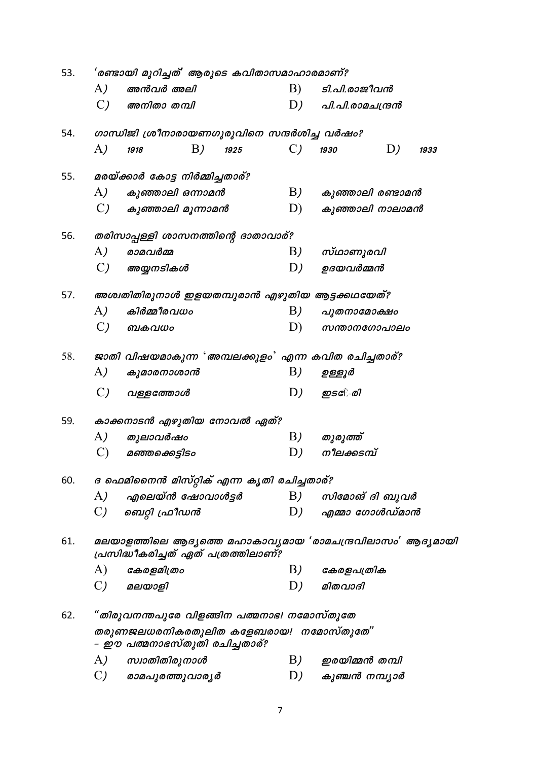53. 'രണ്ടായി മുറിച്ചത്' ആരുടെ കവിതാസമാഹാരമാണ്?

A) അൻവർ അലി
B) ടി.പി.രാജീവൻ
C) അനിതാ തമ്പി
D) പി.പി.രാമചന്ദ്രൻ

54. ഗാന്ധിജി ശ്രീനാരായണഗുരുവിനെ സന്ദർശിച്ച വർഷം?

A) 1918
B) 1925
C) 1930
D) 1933

55. മരയ്ക്കാർ കോട്ട നിർമ്മിച്ചതാര്?

A) കുഞ്ഞാലി ഒന്നാമൻ
B) കുഞ്ഞാലി രണ്ടാമൻ
C) കുഞ്ഞാലി മൂന്നാമൻ
D) കുഞ്ഞാലി നാലാമൻ

56. തരിസാപ്പള്ളി ശാസനത്തിന്റെ ദാതാവാര്?

A) രാമവർമ്മ
B) സ്ഥാണുരവി
C) അയ്യനടികൾ
D) ഉദയവർമ്മൻ

57. അശ്വതിതിരുനാൾ ഇളയതമ്പുരാൻ എഴുതിയ ആട്ടക്കഥയേത്?

A) കിർമ്മീരവധം
B) പൂതനാമോക്ഷം
C) ബകവധം
D) സന്താനഗോപാലം

58. ജാതി വിഷയമാകുന്ന 'അമ്പലക്കുളം' എന്ന കവിത രചിച്ചതാര്?

A) കുമാരനാശാൻ
B) ഉള്ളൂർ
C) വള്ളത്തോൾ
D) ഇടèേ-രി

59. കാക്കനാടൻ എഴുതിയ നോവൽ ഏത്?

A) തുലാവർഷം
B) തുരുത്ത്
C) മഞ്ഞക്കെട്ടിടം
D) നീലക്കടമ്പ്

60. ദ ഫെമിനൈൻ മിസ്റ്റിക് എന്ന കൃതി രചിച്ചതാര്?

A) എലെയ്ൻ ഷോവാൾട്ടർ
B) സിമോങ് ദി ബുവർ
C) ബെറ്റി ഫ്രീഡൻ
D) എമ്മാ ഗോൾഡ്മാൻ

61. മലയാളത്തിലെ ആദ്യത്തെ മഹാകാവ്യമായ 'രാമചന്ദ്രവിലാസം' ആദ്യമായി പ്രസിദ്ധീകരിച്ചത് ഏത് പത്രത്തിലാണ്?

A) കേരളമിത്രം
B) കേരളപത്രിക
C) മലയാളി
D) മിതവാദി

62. "തിരുവനന്തപുരേ വിളങ്ങിന പത്മനാഭ! നമോസ്തുതേ
തരുണജലധരനികരതുലിത കളേബരായ! നമോസ്തുതേ"
– ഈ പത്മനാഭസ്തുതി രചിച്ചതാര്?

A) സ്വാതിതിരുനാൾ
B) ഇരയിമ്മൻ തമ്പി
C) രാമപുരത്തുവാര്യർ
D) കുഞ്ചൻ നമ്പ്യാർ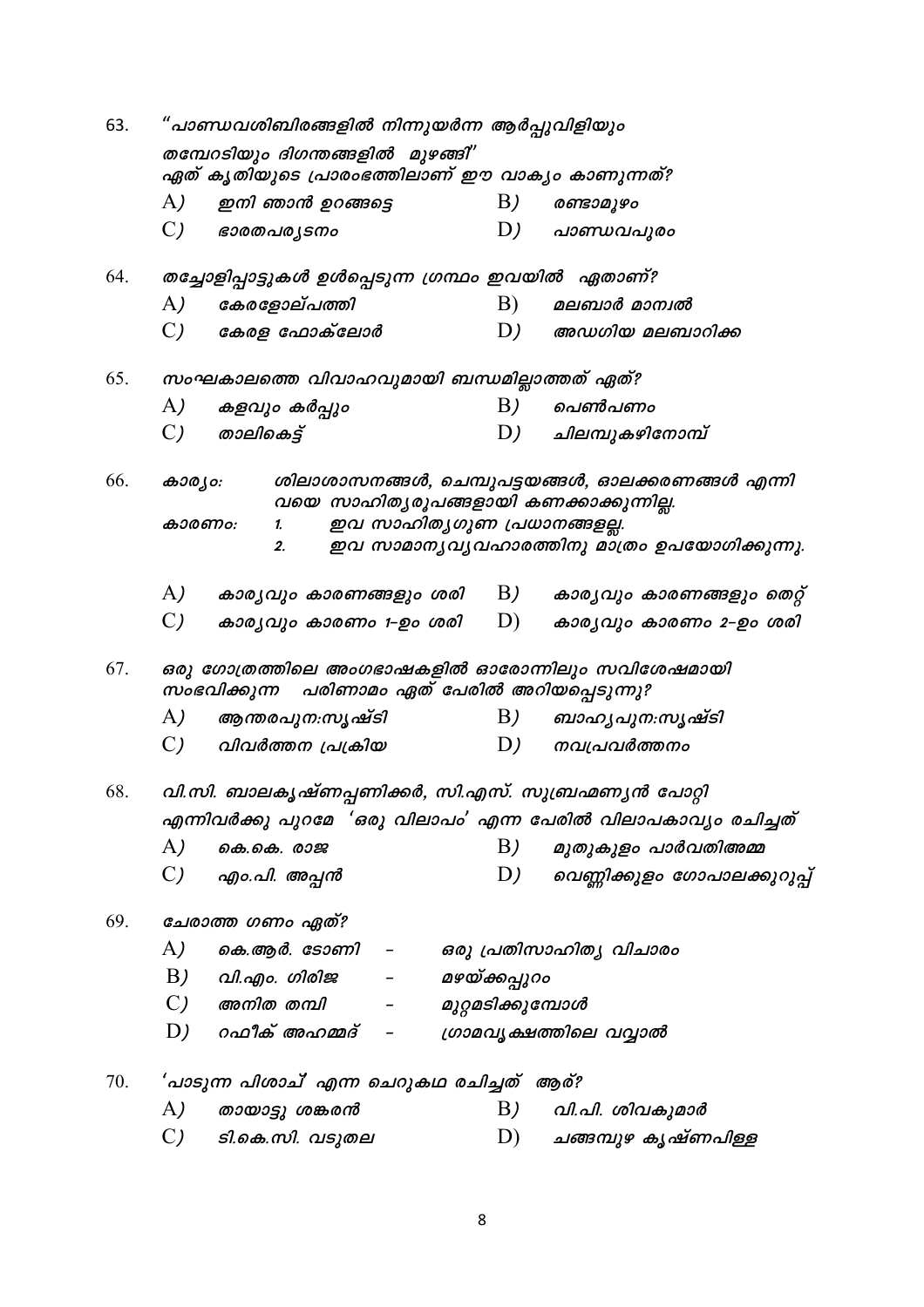63. "പാണ്ഡവശിബിരങ്ങളിൽ നിന്നുയർന്ന ആർപ്പുവിളിയും
തമ്പേറടിയും ദിഗന്തങ്ങളിൽ മുഴങ്ങി"
ഏത് കൃതിയുടെ പ്രാരംഭത്തിലാണ് ഈ വാക്യം കാണുന്നത്?

A) ഇനി ഞാൻ ഉറങ്ങട്ടെ
B) രണ്ടാമൂഴം
C) ഭാരതപര്യടനം
D) പാണ്ഡവപുരം

64. തച്ചോളിപ്പാട്ടുകൾ ഉൾപ്പെടുന്ന ഗ്രന്ഥം ഇവയിൽ ഏതാണ്?

A) കേരളോല്പത്തി
B) മലബാർ മാന്വൽ
C) കേരള ഫോക്‌ലോർ
D) അഡഗിയ മലബാറിക്ക

65. സംഘകാലത്തെ വിവാഹവുമായി ബന്ധമില്ലാത്തത് ഏത്?

A) കളവും കർപ്പും
B) പെൺപണം
C) താലികെട്ട്
D) ചിലമ്പുകഴിനോമ്പ്

66. കാര്യം: ശിലാശാസനങ്ങൾ, ചെമ്പുപട്ടയങ്ങൾ, ഓലക്കരണങ്ങൾ എന്നിവയെ സാഹിത്യരൂപങ്ങളായി കണക്കാക്കുന്നില്ല.
കാരണം:
1. ഇവ സാഹിത്യഗുണ പ്രധാനങ്ങളല്ല.
2. ഇവ സാമാന്യവ്യവഹാരത്തിനു മാത്രം ഉപയോഗിക്കുന്നു.

A) കാര്യവും കാരണങ്ങളും ശരി
B) കാര്യവും കാരണങ്ങളും തെറ്റ്
C) കാര്യവും കാരണം 1-ഉം ശരി
D) കാര്യവും കാരണം 2-ഉം ശരി

67. ഒരു ഗോത്രത്തിലെ അംഗഭാഷകളിൽ ഓരോന്നിലും സവിശേഷമായി സംഭവിക്കുന്ന പരിണാമം ഏത് പേരിൽ അറിയപ്പെടുന്നു?

A) ആന്തരപുന:സൃഷ്ടി
B) ബാഹ്യപുന:സൃഷ്ടി
C) വിവർത്തന പ്രക്രിയ
D) നവപ്രവർത്തനം

68. വി.സി. ബാലകൃഷ്ണപ്പണിക്കർ, സി.എസ്. സുബ്രഹ്മണ്യൻ പോറ്റി എന്നിവർക്കു പുറമേ 'ഒരു വിലാപം' എന്ന പേരിൽ വിലാപകാവ്യം രചിച്ചത്

A) കെ.കെ. രാജ
B) മുതുകുളം പാർവതിഅമ്മ
C) എം.പി. അപ്പൻ
D) വെണ്ണിക്കുളം ഗോപാലക്കുറുപ്പ്

69. ചേരാത്ത ഗണം ഏത്?

A) കെ.ആർ. ടോണി - ഒരു പ്രതിസാഹിത്യ വിചാരം
B) വി.എം. ഗിരിജ - മഴയ്ക്കപ്പുറം
C) അനിത തമ്പി - മുറ്റമടിക്കുമ്പോൾ
D) റഫീക് അഹമ്മദ് - ഗ്രാമവൃക്ഷത്തിലെ വവ്വാൽ

70. 'പാടുന്ന പിശാച്' എന്ന ചെറുകഥ രചിച്ചത് ആര്?

A) തായാട്ടു ശങ്കരൻ
B) വി.പി. ശിവകുമാർ
C) ടി.കെ.സി. വടുതല
D) ചങ്ങമ്പുഴ കൃഷ്ണപിള്ള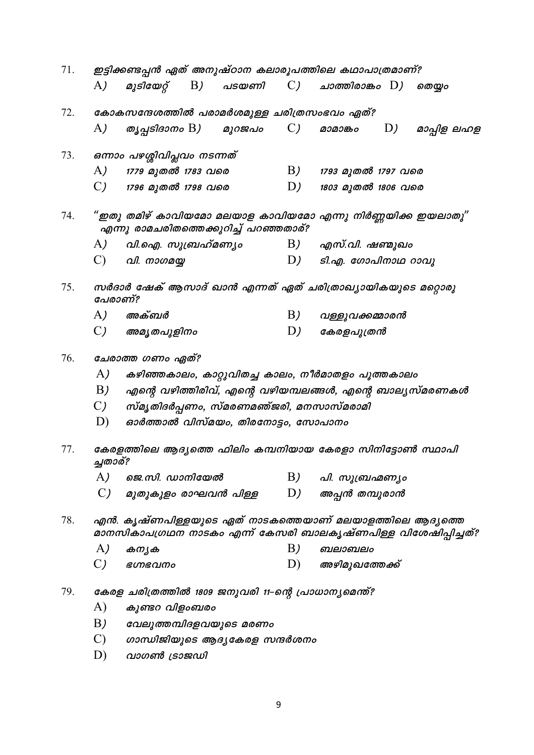71. ഇട്ടിക്കണ്ടപ്പൻ ഏത് അനുഷ്ഠാന കലാരൂപത്തിലെ കഥാപാത്രമാണ്?

A) മുടിയേറ്റ് B) പടയണി C) ചാത്തിരാങ്കം D) തെയ്യം

72. കോകസന്ദേശത്തിൽ പരാമർശമുള്ള ചരിത്രസംഭവം ഏത്?

A) തൃപ്പടിദാനം B) മുറജപം C) മാമാങ്കം D) മാപ്പിള ലഹള

73. ഒന്നാം പഴശ്ശിവിപ്ലവം നടന്നത്

A) 1779 മുതൽ 1783 വരെ

B) 1793 മുതൽ 1797 വരെ

C) 1796 മുതൽ 1798 വരെ

D) 1803 മുതൽ 1806 വരെ

74. "ഇതു തമിഴ് കാവിയമോ മലയാള കാവിയമോ എന്നു നിർണ്ണയിക്ക ഇയലാതു" എന്നു രാമചരിതത്തെക്കുറിച്ച് പറഞ്ഞതാര്?

A) വി.ഐ. സുബ്രഹ്മണ്യം

B) എസ്.വി. ഷണ്മുഖം

C) വി. നാഗമയ്യ

D) ടി.എ. ഗോപിനാഥ റാവു

75. സർദാർ ഷേക് ആസാദ് ഖാൻ എന്നത് ഏത് ചരിത്രാഖ്യായികയുടെ മറ്റൊരു പേരാണ്?

A) അക്ബർ

B) വള്ളുവക്കമ്മാരൻ

C) അമൃതപുളിനം

D) കേരളപുത്രൻ

76. ചേരാത്ത ഗണം ഏത്?

A) കഴിഞ്ഞകാലം, കാറ്റുവിതച്ച കാലം, നീർമാതളം പൂത്തകാലം

B) എന്റെ വഴിത്തിരിവ്, എന്റെ വഴിയമ്പലങ്ങൾ, എന്റെ ബാല്യസ്മരണകൾ

C) സ്മൃതിദർപ്പണം, സ്മരണമഞ്ജരി, മനസാസ്മരാമി

D) ഓർത്താൽ വിസ്മയം, തിരനോട്ടം, സോപാനം

77. കേരളത്തിലെ ആദ്യത്തെ ഫിലിം കമ്പനിയായ കേരളാ സിനിട്ടോൺ സ്ഥാപിച്ചതാര്?

A) ജെ.സി. ഡാനിയേൽ

B) പി. സുബ്രഹ്മണ്യം

C) മുതുകുളം രാഘവൻ പിള്ള

D) അപ്പൻ തമ്പുരാൻ

78. എൻ. കൃഷ്ണപിള്ളയുടെ ഏത് നാടകത്തെയാണ് മലയാളത്തിലെ ആദ്യത്തെ മാനസികാപഗ്രഥന നാടകം എന്ന് കേസരി ബാലകൃഷ്ണപിള്ള വിശേഷിപ്പിച്ചത്?

A) കന്യക

B) ബലാബലം

C) ഭഗ്നഭവനം

D) അഴിമുഖത്തേക്ക്

79. കേരള ചരിത്രത്തിൽ 1809 ജനുവരി 11-ന്റെ പ്രാധാന്യമെന്ത്?

A) കുണ്ടറ വിളംബരം

B) വേലുത്തമ്പിദളവയുടെ മരണം

C) ഗാന്ധിജിയുടെ ആദ്യകേരള സന്ദർശനം

D) വാഗൺ ട്രാജഡി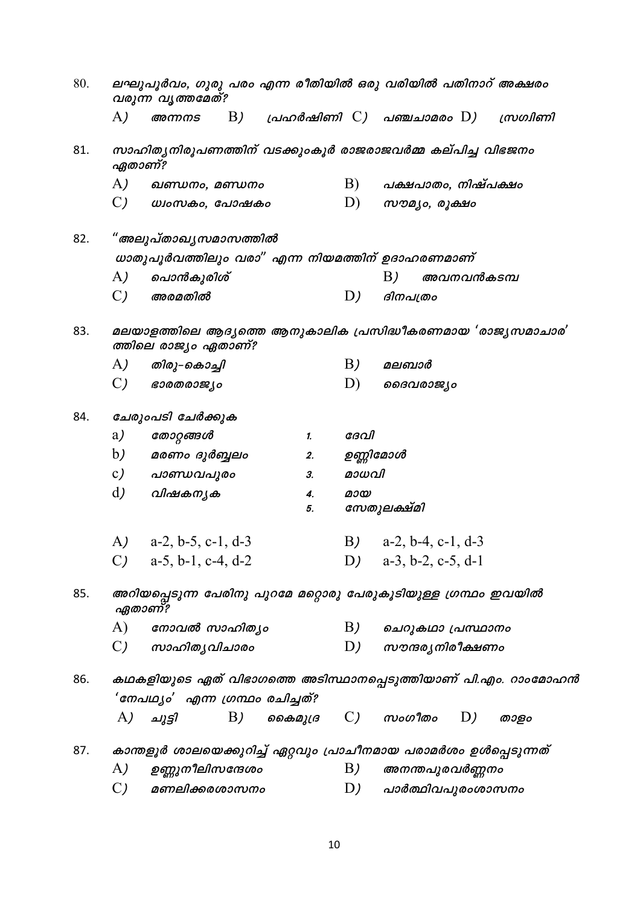80. ലഘുപൂർവം, ഗുരു പരം എന്ന രീതിയിൽ ഒരു വരിയിൽ പതിനാറ് അക്ഷരം വരുന്ന വൃത്തമേത്?

A) അന്നനട B) പ്രഹർഷിണി C) പഞ്ചചാമരം D) സ്രഗ്വിണി

81. സാഹിത്യനിരൂപണത്തിന് വടക്കുംകൂർ രാജരാജവർമ്മ കല്പിച്ച വിഭജനം ഏതാണ്?

A) ഖണ്ഡനം, മണ്ഡനം
B) പക്ഷപാതം, നിഷ്പക്ഷം
C) ധ്വംസകം, പോഷകം
D) സൗമ്യം, രൂക്ഷം

82. "അലുപ്താഖ്യസമാസത്തിൽ
ധാതുപൂർവത്തിലും വരാ" എന്ന നിയമത്തിന് ഉദാഹരണമാണ്

A) പൊൻകുരിശ്
B) അവനവൻകടമ്പ
C) അരമതിൽ
D) ദിനപത്രം

83. മലയാളത്തിലെ ആദ്യത്തെ ആനുകാലിക പ്രസിദ്ധീകരണമായ 'രാജ്യസമാചാര'ത്തിലെ രാജ്യം ഏതാണ്?

A) തിരു-കൊച്ചി
B) മലബാർ
C) ഭാരതരാജ്യം
D) ദൈവരാജ്യം

84. ചേരുംപടി ചേർക്കുക

| | | | |
|---|---|---|---|
| a) | തോറ്റങ്ങൾ | 1. | ദേവി |
| b) | മരണം ദുർബ്ബലം | 2. | ഉണ്ണിമോൾ |
| c) | പാണ്ഡവപുരം | 3. | മാധവി |
| d) | വിഷകന്യക | 4. | മായ |
| | | 5. | സേതുലക്ഷ്മി |

A) a-2, b-5, c-1, d-3
B) a-2, b-4, c-1, d-3
C) a-5, b-1, c-4, d-2
D) a-3, b-2, c-5, d-1

85. അറിയപ്പെടുന്ന പേരിനു പുറമേ മറ്റൊരു പേരുകൂടിയുള്ള ഗ്രന്ഥം ഇവയിൽ ഏതാണ്?

A) നോവൽ സാഹിത്യം
B) ചെറുകഥാ പ്രസ്ഥാനം
C) സാഹിത്യവിചാരം
D) സൗന്ദര്യനിരീക്ഷണം

86. കഥകളിയുടെ ഏത് വിഭാഗത്തെ അടിസ്ഥാനപ്പെടുത്തിയാണ് പി.എം. റാംമോഹൻ 'നേപഥ്യം' എന്ന ഗ്രന്ഥം രചിച്ചത്?

A) ചുട്ടി B) കൈമുദ്ര C) സംഗീതം D) താളം

87. കാന്തളൂർ ശാലയെക്കുറിച്ച് ഏറ്റവും പ്രാചീനമായ പരാമർശം ഉൾപ്പെടുന്നത്

A) ഉണ്ണുനീലിസന്ദേശം
B) അനന്തപുരവർണ്ണനം
C) മണലിക്കരശാസനം
D) പാർത്ഥിവപുരംശാസനം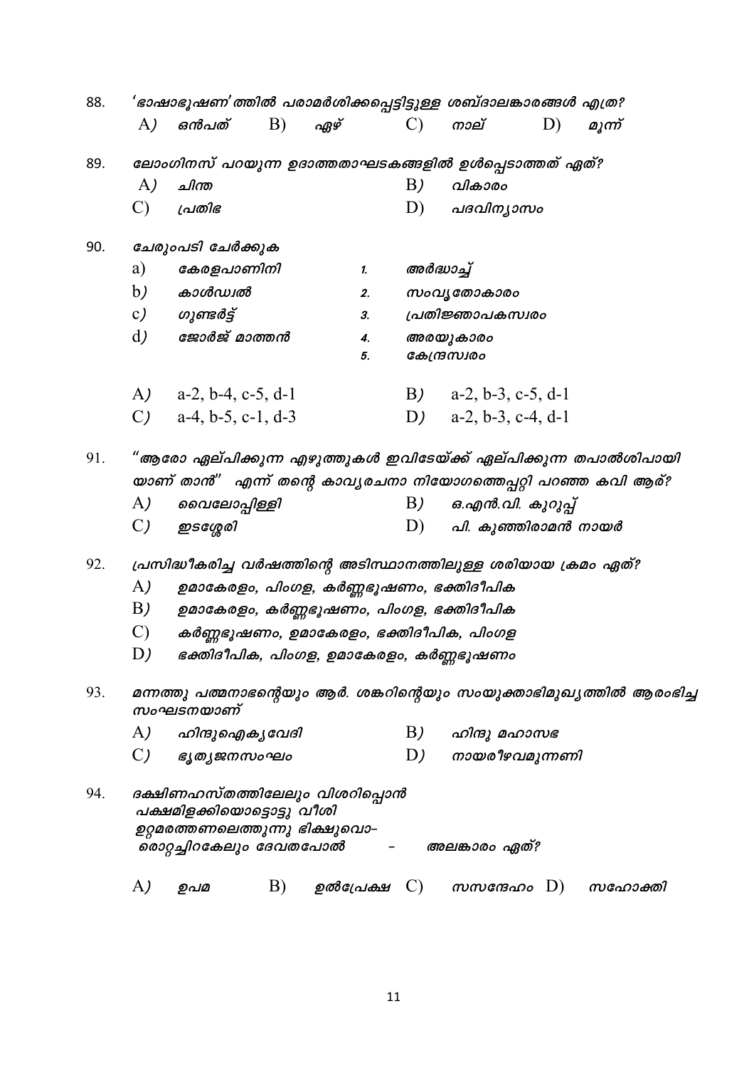88. *'ഭാഷാഭൂഷണ'ത്തിൽ പരാമർശിക്കപ്പെട്ടിട്ടുള്ള ശബ്ദാലങ്കാരങ്ങൾ എത്ര?*

A) ഒൻപത് B) ഏഴ് C) നാല് D) മൂന്ന്

89. *ലോംഗിനസ് പറയുന്ന ഉദാത്തതാഘടകങ്ങളിൽ ഉൾപ്പെടാത്തത് ഏത്?*

A) ചിന്ത B) വികാരം

C) പ്രതിഭ D) പദവിന്യാസം

90. *ചേരുംപടി ചേർക്കുക*

| | | | |
|---|---|---|---|
| a) | കേരളപാണിനി | 1. | അർദ്ധാച്ച് |
| b) | കാൾഡ്വൽ | 2. | സംവൃതോകാരം |
| c) | ഗുണ്ടർട്ട് | 3. | പ്രതിജ്ഞാപകസ്വരം |
| d) | ജോർജ് മാത്തൻ | 4. | അരയുകാരം |
| | | 5. | കേന്ദ്രസ്വരം |

A) a-2, b-4, c-5, d-1 B) a-2, b-3, c-5, d-1

C) a-4, b-5, c-1, d-3 D) a-2, b-3, c-4, d-1

91. *"ആരോ ഏല്പിക്കുന്ന എഴുത്തുകൾ ഇവിടേയ്ക്ക് ഏല്പിക്കുന്ന തപാൽശിപായി യാണ് താൻ" എന്ന് തന്റെ കാവ്യരചനാ നിയോഗത്തെപ്പറ്റി പറഞ്ഞ കവി ആര്?*

A) വൈലോപ്പിള്ളി B) ഒ.എൻ.വി. കുറുപ്പ്

C) ഇടശ്ശേരി D) പി. കുഞ്ഞിരാമൻ നായർ

92. *പ്രസിദ്ധീകരിച്ച വർഷത്തിന്റെ അടിസ്ഥാനത്തിലുള്ള ശരിയായ ക്രമം ഏത്?*

A) ഉമാകേരളം, പിംഗള, കർണ്ണഭൂഷണം, ഭക്തിദീപിക

B) ഉമാകേരളം, കർണ്ണഭൂഷണം, പിംഗള, ഭക്തിദീപിക

C) കർണ്ണഭൂഷണം, ഉമാകേരളം, ഭക്തിദീപിക, പിംഗള

D) ഭക്തിദീപിക, പിംഗള, ഉമാകേരളം, കർണ്ണഭൂഷണം

93. *മന്നത്തു പത്മനാഭന്റെയും ആർ. ശങ്കറിന്റെയും സംയുക്താഭിമുഖ്യത്തിൽ ആരംഭിച്ച സംഘടനയാണ്*

A) ഹിന്ദുഐക്യവേദി B) ഹിന്ദു മഹാസഭ

C) ഭൃത്യജനസംഘം D) നായരീഴവമുന്നണി

94. *ദക്ഷിണഹസ്തത്തിലേലും വിശറിപ്പൊൻ*
*പക്ഷമിളക്കിയൊട്ടൊട്ടു വീശി*
*ഉറ്റമരത്തണലെത്തുന്നു ഭിക്ഷുവൊ-*
*രൊറ്റച്ചിറകേലും ദേവതപോൽ - അലങ്കാരം ഏത്?*

A) ഉപമ B) ഉൽപ്രേക്ഷ C) സസന്ദേഹം D) സഹോക്തി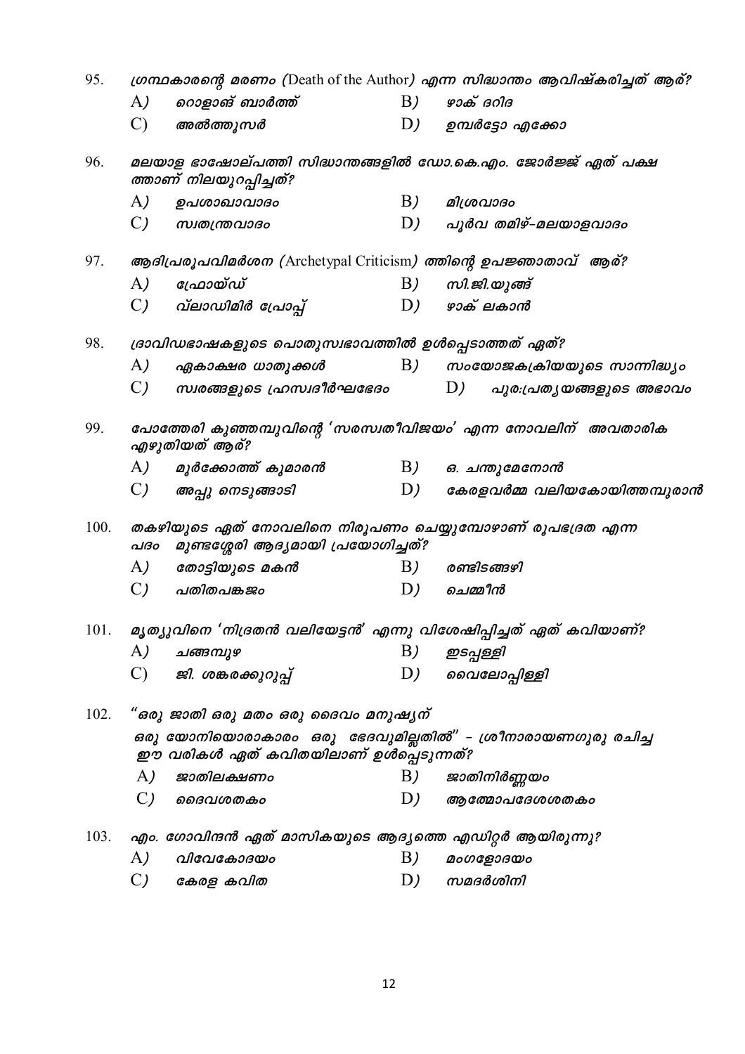95. *ഗ്രന്ഥകാരന്റെ മരണം (*Death of the Author*) എന്ന സിദ്ധാന്തം ആവിഷ്കരിച്ചത് ആര്?*

   A) *റൊളാങ് ബാർത്ത്*
   B) *ഴാക് ദറിദ*
   C) *അൽത്തൂസർ*
   D) *ഉമ്പർട്ടോ എക്കോ*

96. *മലയാള ഭാഷോല്പത്തി സിദ്ധാന്തങ്ങളിൽ ഡോ.കെ.എം. ജോർജ്ജ് ഏത് പക്ഷത്താണ് നിലയുറപ്പിച്ചത്?*

   A) *ഉപശാഖാവാദം*
   B) *മിശ്രവാദം*
   C) *സ്വതന്ത്രവാദം*
   D) *പൂർവ തമിഴ്-മലയാളവാദം*

97. *ആദിപ്രരൂപവിമർശന (*Archetypal Criticism*) ത്തിന്റെ ഉപജ്ഞാതാവ് ആര്?*

   A) *ഫ്രോയ്ഡ്*
   B) *സി.ജി.യുങ്ങ്*
   C) *വ്ലാഡിമിർ പ്രോപ്പ്*
   D) *ഴാക് ലകാൻ*

98. *ദ്രാവിഡഭാഷകളുടെ പൊതുസ്വഭാവത്തിൽ ഉൾപ്പെടാത്തത് ഏത്?*

   A) *ഏകാക്ഷര ധാതുക്കൾ*
   B) *സംയോജകക്രിയയുടെ സാന്നിദ്ധ്യം*
   C) *സ്വരങ്ങളുടെ ഹ്രസ്വദീർഘഭേദം*
   D) *പുരഃപ്രത്യയങ്ങളുടെ അഭാവം*

99. *പോത്തേരി കുഞ്ഞമ്പുവിന്റെ 'സരസ്വതീവിജയം' എന്ന നോവലിന് അവതാരിക എഴുതിയത് ആര്?*

   A) *മൂർക്കോത്ത് കുമാരൻ*
   B) *ഒ. ചന്തുമേനോൻ*
   C) *അപ്പു നെടുങ്ങാടി*
   D) *കേരളവർമ്മ വലിയകോയിത്തമ്പുരാൻ*

100. *തകഴിയുടെ ഏത് നോവലിനെ നിരൂപണം ചെയ്യുമ്പോഴാണ് രൂപഭദ്രത എന്ന പദം മുണ്ടശ്ശേരി ആദ്യമായി പ്രയോഗിച്ചത്?*

   A) *തോട്ടിയുടെ മകൻ*
   B) *രണ്ടിടങ്ങഴി*
   C) *പതിതപങ്കജം*
   D) *ചെമ്മീൻ*

101. *മൃത്യുവിനെ 'നിദ്രതൻ വലിയേട്ടൻ' എന്നു വിശേഷിപ്പിച്ചത് ഏത് കവിയാണ്?*

   A) *ചങ്ങമ്പുഴ*
   B) *ഇടപ്പള്ളി*
   C) *ജി. ശങ്കരക്കുറുപ്പ്*
   D) *വൈലോപ്പിള്ളി*

102. *"ഒരു ജാതി ഒരു മതം ഒരു ദൈവം മനുഷ്യന്*
   *ഒരു യോനിയൊരാകാരം ഒരു ഭേദവുമില്ലതിൽ" - ശ്രീനാരായണഗുരു രചിച്ച ഈ വരികൾ ഏത് കവിതയിലാണ് ഉൾപ്പെടുന്നത്?*

   A) *ജാതിലക്ഷണം*
   B) *ജാതിനിർണ്ണയം*
   C) *ദൈവശതകം*
   D) *ആത്മോപദേശശതകം*

103. *എം. ഗോവിന്ദൻ ഏത് മാസികയുടെ ആദ്യത്തെ എഡിറ്റർ ആയിരുന്നു?*

   A) *വിവേകോദയം*
   B) *മംഗളോദയം*
   C) *കേരള കവിത*
   D) *സമദർശിനി*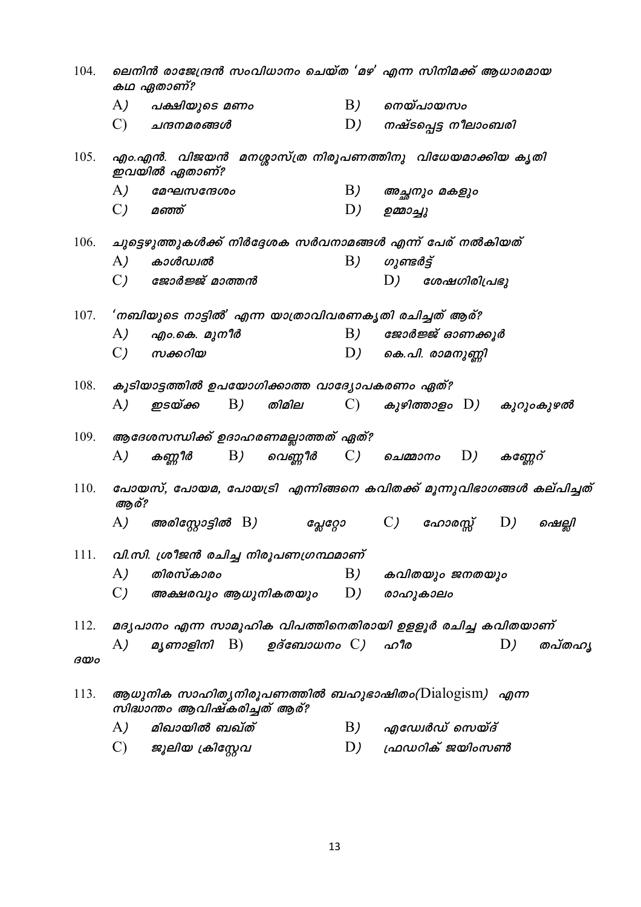104. ലെനിൻ രാജേന്ദ്രൻ സംവിധാനം ചെയ്ത 'മഴ' എന്ന സിനിമക്ക് ആധാരമായ കഥ ഏതാണ്?

A) പക്ഷിയുടെ മണം
B) നെയ്പായസം
C) ചന്ദനമരങ്ങൾ
D) നഷ്ടപ്പെട്ട നീലാംബരി

105. എം.എൻ. വിജയൻ മനശ്ശാസ്ത്ര നിരൂപണത്തിനു വിധേയമാക്കിയ കൃതി ഇവയിൽ ഏതാണ്?

A) മേഘസന്ദേശം
B) അച്ഛനും മകളും
C) മഞ്ഞ്
D) ഉമ്മാച്ചു

106. ചുട്ടെഴുത്തുകൾക്ക് നിർദ്ദേശക സർവനാമങ്ങൾ എന്ന് പേര് നൽകിയത്

A) കാൾഡ്വൽ
B) ഗുണ്ടർട്ട്
C) ജോർജ്ജ് മാത്തൻ
D) ശേഷഗിരിപ്രഭു

107. 'നബിയുടെ നാട്ടിൽ' എന്ന യാത്രാവിവരണകൃതി രചിച്ചത് ആര്?

A) എം.കെ. മുനീർ
B) ജോർജ്ജ് ഓണക്കൂർ
C) സക്കറിയ
D) കെ.പി. രാമനുണ്ണി

108. കൂടിയാട്ടത്തിൽ ഉപയോഗിക്കാത്ത വാദ്യോപകരണം ഏത്?

A) ഇടയ്ക്ക
B) തിമില
C) കുഴിത്താളം
D) കുറുംകുഴൽ

109. ആദേശസന്ധിക്ക് ഉദാഹരണമല്ലാത്തത് ഏത്?

A) കണ്ണീർ
B) വെണ്ണീർ
C) ചെമ്മാനം
D) കണ്ണേറ്

110. പോയസ്, പോയമ, പോയട്രി എന്നിങ്ങനെ കവിതക്ക് മൂന്നുവിഭാഗങ്ങൾ കല്പിച്ചത് ആര്?

A) അരിസ്റ്റോട്ടിൽ
B) പ്ലേറ്റോ
C) ഹോരസ്സ്
D) ഷെല്ലി

111. വി.സി. ശ്രീജൻ രചിച്ച നിരൂപണഗ്രന്ഥമാണ്

A) തിരസ്കാരം
B) കവിതയും ജനതയും
C) അക്ഷരവും ആധുനികതയും
D) രാഹുകാലം

112. മദ്യപാനം എന്ന സാമൂഹിക വിപത്തിനെതിരായി ഉള്ളൂർ രചിച്ച കവിതയാണ്

A) മൃണാളിനി
B) ഉദ്ബോധനം
C) ഹീര
D) തപ്തഹൃദയം

113. ആധുനിക സാഹിത്യനിരൂപണത്തിൽ ബഹുഭാഷിതം(Dialogism) എന്ന സിദ്ധാന്തം ആവിഷ്കരിച്ചത് ആര്?

A) മിഖായിൽ ബഖ്ത്
B) എഡ്വേർഡ് സെയ്ദ്
C) ജൂലിയ ക്രിസ്റ്റേവ
D) ഫ്രെഡറിക് ജയിംസൺ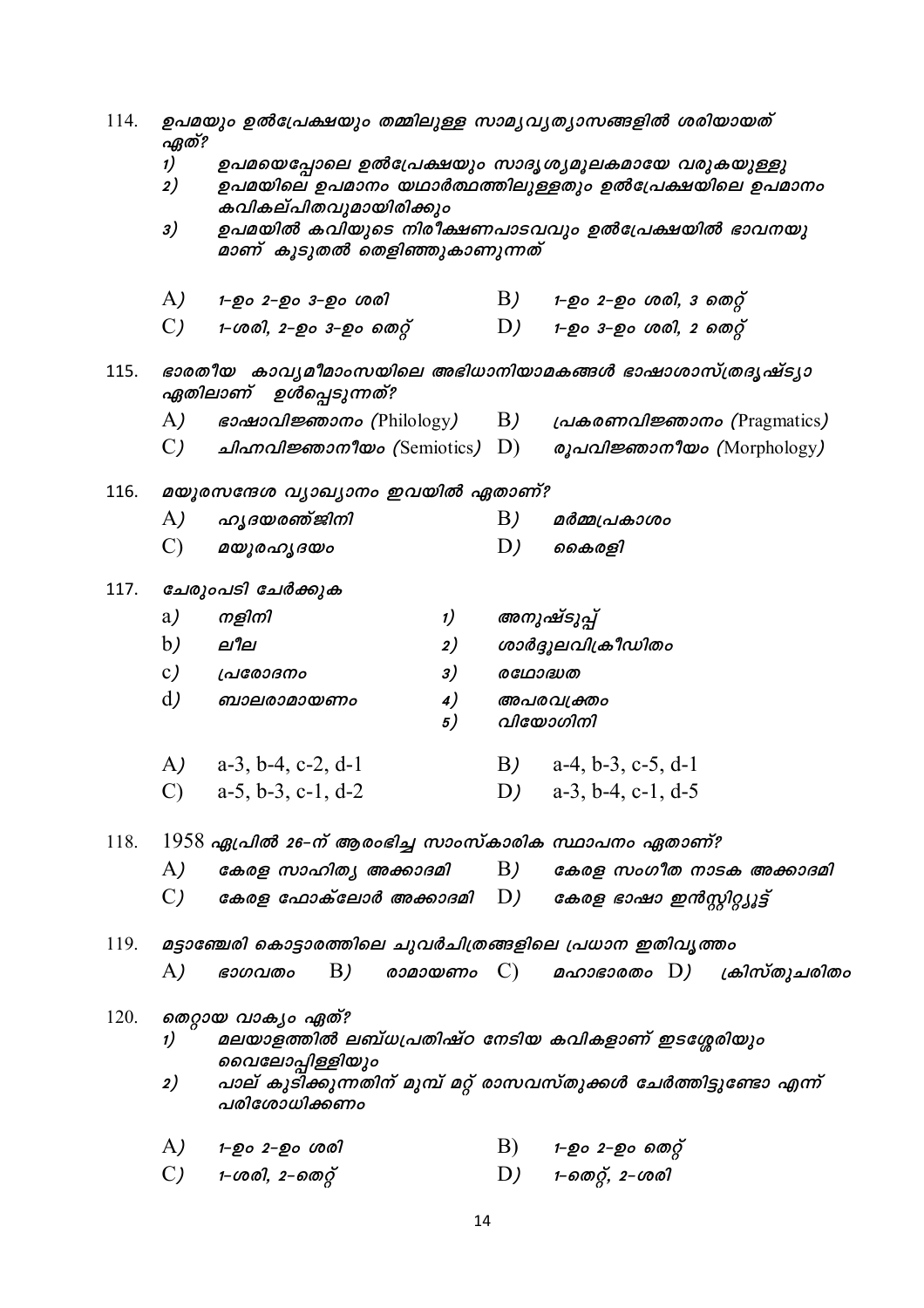114. *ഉപമയും ഉൽപ്രേക്ഷയും തമ്മിലുള്ള സാമ്യവ്യത്യാസങ്ങളിൽ ശരിയായത് ഏത്?*

   1) *ഉപമയെപ്പോലെ ഉൽപ്രേക്ഷയും സാദൃശ്യമൂലകമായേ വരുകയുള്ളൂ*
   2) *ഉപമയിലെ ഉപമാനം യഥാർത്ഥത്തിലുള്ളതും ഉൽപ്രേക്ഷയിലെ ഉപമാനം കവികല്പിതവുമായിരിക്കും*
   3) *ഉപമയിൽ കവിയുടെ നിരീക്ഷണപാടവവും ഉൽപ്രേക്ഷയിൽ ഭാവനയുമാണ് കൂടുതൽ തെളിഞ്ഞുകാണുന്നത്*

   A) *1-ഉം 2-ഉം 3-ഉം ശരി*
   B) *1-ഉം 2-ഉം ശരി, 3 തെറ്റ്*
   C) *1-ശരി, 2-ഉം 3-ഉം തെറ്റ്*
   D) *1-ഉം 3-ഉം ശരി, 2 തെറ്റ്*

115. *ഭാരതീയ കാവ്യമീമാംസയിലെ അഭിധാനിയാമകങ്ങൾ ഭാഷാശാസ്ത്രദൃഷ്ട്യാ ഏതിലാണ് ഉൾപ്പെടുന്നത്?*

   A) *ഭാഷാവിജ്ഞാനം (Philology)*
   B) *പ്രകരണവിജ്ഞാനം (Pragmatics)*
   C) *ചിഹ്നവിജ്ഞാനീയം (Semiotics)*
   D) *രൂപവിജ്ഞാനീയം (Morphology)*

116. *മയൂരസന്ദേശ വ്യാഖ്യാനം ഇവയിൽ ഏതാണ്?*

   A) *ഹൃദയരഞ്ജിനി*
   B) *മർമ്മപ്രകാശം*
   C) *മയൂരഹൃദയം*
   D) *കൈരളി*

117. *ചേരുംപടി ചേർക്കുക*

| | | | |
|---|---|---|---|
| a) | *നളിനി* | 1) | *അനുഷ്ടുപ്പ്* |
| b) | *ലീല* | 2) | *ശാർദ്ദൂലവിക്രീഡിതം* |
| c) | *പ്രരോദനം* | 3) | *രഥോദ്ധത* |
| d) | *ബാലരാമായണം* | 4) | *അപരവക്ത്രം* |
| | | 5) | *വിയോഗിനി* |

   A) a-3, b-4, c-2, d-1
   B) a-4, b-3, c-5, d-1
   C) a-5, b-3, c-1, d-2
   D) a-3, b-4, c-1, d-5

118. 1958 *ഏപ്രിൽ 26-ന് ആരംഭിച്ച സാംസ്കാരിക സ്ഥാപനം ഏതാണ്?*

   A) *കേരള സാഹിത്യ അക്കാദമി*
   B) *കേരള സംഗീത നാടക അക്കാദമി*
   C) *കേരള ഫോക്‌ലോർ അക്കാദമി*
   D) *കേരള ഭാഷാ ഇൻസ്റ്റിറ്റ്യൂട്ട്*

119. *മട്ടാഞ്ചേരി കൊട്ടാരത്തിലെ ചുവർചിത്രങ്ങളിലെ പ്രധാന ഇതിവൃത്തം*

   A) *ഭാഗവതം*
   B) *രാമായണം*
   C) *മഹാഭാരതം*
   D) *ക്രിസ്തുചരിതം*

120. *തെറ്റായ വാക്യം ഏത്?*

   1) *മലയാളത്തിൽ ലബ്ധപ്രതിഷ്ഠ നേടിയ കവികളാണ് ഇടശ്ശേരിയും വൈലോപ്പിള്ളിയും*
   2) *പാല് കുടിക്കുന്നതിന് മുമ്പ് മറ്റ് രാസവസ്തുക്കൾ ചേർത്തിട്ടുണ്ടോ എന്ന് പരിശോധിക്കണം*

   A) *1-ഉം 2-ഉം ശരി*
   B) *1-ഉം 2-ഉം തെറ്റ്*
   C) *1-ശരി, 2-തെറ്റ്*
   D) *1-തെറ്റ്, 2-ശരി*